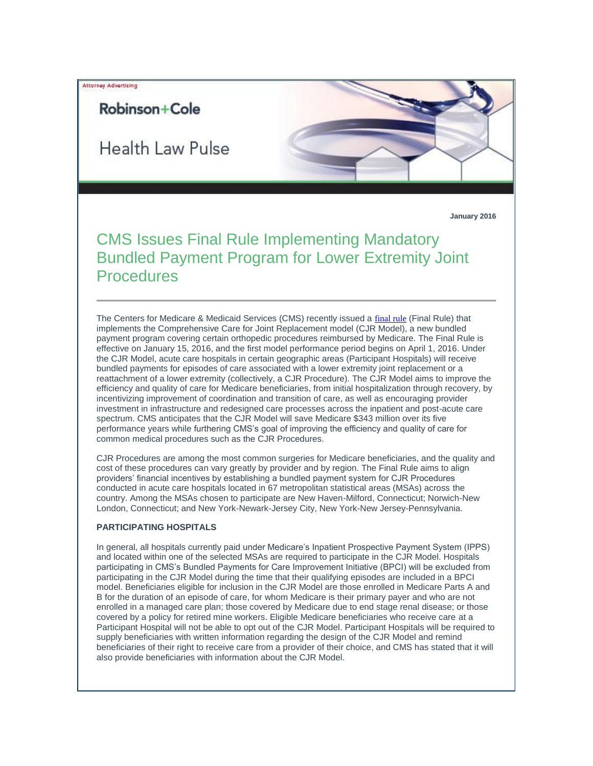Attorney Advertising

Robinson+Cole

Health Law Pulse

January 2016

# CMS Issues Final Rule Implementing Mandatory Bundled Payment Program for Lower Extremity Joint Procedures

The Centers for Medicare & Medicaid Services (CMS) recently issued a final rule (Final Rule) that implements the Comprehensive Care for Joint Replacement model (CJR Model), a new bundled payment program covering certain orthopedic procedures reimbursed by Medicare. The Final Rule is effective on January 15, 2016, and the first model performance period begins on April 1, 2016. Under the CJR Model, acute care hospitals in certain geographic areas (Participant Hospitals) will receive bundled payments for episodes of care associated with a lower extremity joint replacement or a reattachment of a lower extremity (collectively, a CJR Procedure). The CJR Model aims to improve the efficiency and quality of care for Medicare beneficiaries, from initial hospitalization through recovery, by incentivizing improvement of coordination and transition of care, as well as encouraging provider investment in infrastructure and redesigned care processes across the inpatient and post-acute care spectrum. CMS anticipates that the CJR Model will save Medicare $343 million over its five performance years while furthering CMS's goal of improving the efficiency and quality of care for common medical procedures such as the CJR Procedures.

CJR Procedures are among the most common surgeries for Medicare beneficiaries, and the quality and cost of these procedures can vary greatly by provider and by region. The Final Rule aims to align providers' financial incentives by establishing a bundled payment system for CJR Procedures conducted in acute care hospitals located in 67 metropolitan statistical areas (MSAs) across the country. Among the MSAs chosen to participate are New Haven-Milford, Connecticut; Norwich-New London, Connecticut; and New York-Newark-Jersey City, New York-New Jersey-Pennsylvania.

**PARTICIPATING HOSPITALS**

In general, all hospitals currently paid under Medicare's Inpatient Prospective Payment System (IPPS) and located within one of the selected MSAs are required to participate in the CJR Model. Hospitals participating in CMS's Bundled Payments for Care Improvement Initiative (BPCI) will be excluded from participating in the CJR Model during the time that their qualifying episodes are included in a BPCI model. Beneficiaries eligible for inclusion in the CJR Model are those enrolled in Medicare Parts A and B for the duration of an episode of care, for whom Medicare is their primary payer and who are not enrolled in a managed care plan; those covered by Medicare due to end stage renal disease; or those covered by a policy for retired mine workers. Eligible Medicare beneficiaries who receive care at a Participant Hospital will not be able to opt out of the CJR Model. Participant Hospitals will be required to supply beneficiaries with written information regarding the design of the CJR Model and remind beneficiaries of their right to receive care from a provider of their choice, and CMS has stated that it will also provide beneficiaries with information about the CJR Model.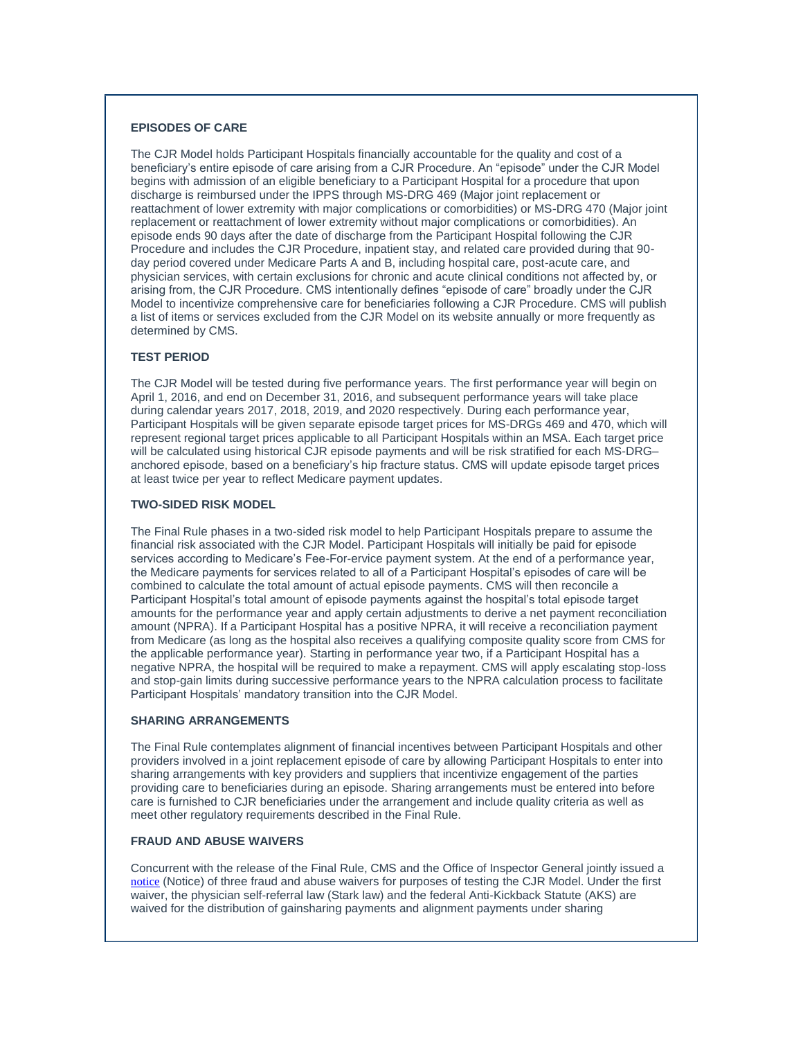## EPISODES OF CARE

The CJR Model holds Participant Hospitals financially accountable for the quality and cost of a beneficiary's entire episode of care arising from a CJR Procedure. An "episode" under the CJR Model begins with admission of an eligible beneficiary to a Participant Hospital for a procedure that upon discharge is reimbursed under the IPPS through MS-DRG 469 (Major joint replacement or reattachment of lower extremity with major complications or comorbidities) or MS-DRG 470 (Major joint replacement or reattachment of lower extremity without major complications or comorbidities). An episode ends 90 days after the date of discharge from the Participant Hospital following the CJR Procedure and includes the CJR Procedure, inpatient stay, and related care provided during that 90-day period covered under Medicare Parts A and B, including hospital care, post-acute care, and physician services, with certain exclusions for chronic and acute clinical conditions not affected by, or arising from, the CJR Procedure. CMS intentionally defines "episode of care" broadly under the CJR Model to incentivize comprehensive care for beneficiaries following a CJR Procedure. CMS will publish a list of items or services excluded from the CJR Model on its website annually or more frequently as determined by CMS.

## TEST PERIOD

The CJR Model will be tested during five performance years. The first performance year will begin on April 1, 2016, and end on December 31, 2016, and subsequent performance years will take place during calendar years 2017, 2018, 2019, and 2020 respectively. During each performance year, Participant Hospitals will be given separate episode target prices for MS-DRGs 469 and 470, which will represent regional target prices applicable to all Participant Hospitals within an MSA. Each target price will be calculated using historical CJR episode payments and will be risk stratified for each MS-DRG–anchored episode, based on a beneficiary's hip fracture status. CMS will update episode target prices at least twice per year to reflect Medicare payment updates.

## TWO-SIDED RISK MODEL

The Final Rule phases in a two-sided risk model to help Participant Hospitals prepare to assume the financial risk associated with the CJR Model. Participant Hospitals will initially be paid for episode services according to Medicare's Fee-For-ervice payment system. At the end of a performance year, the Medicare payments for services related to all of a Participant Hospital's episodes of care will be combined to calculate the total amount of actual episode payments. CMS will then reconcile a Participant Hospital's total amount of episode payments against the hospital's total episode target amounts for the performance year and apply certain adjustments to derive a net payment reconciliation amount (NPRA). If a Participant Hospital has a positive NPRA, it will receive a reconciliation payment from Medicare (as long as the hospital also receives a qualifying composite quality score from CMS for the applicable performance year). Starting in performance year two, if a Participant Hospital has a negative NPRA, the hospital will be required to make a repayment. CMS will apply escalating stop-loss and stop-gain limits during successive performance years to the NPRA calculation process to facilitate Participant Hospitals' mandatory transition into the CJR Model.

## SHARING ARRANGEMENTS

The Final Rule contemplates alignment of financial incentives between Participant Hospitals and other providers involved in a joint replacement episode of care by allowing Participant Hospitals to enter into sharing arrangements with key providers and suppliers that incentivize engagement of the parties providing care to beneficiaries during an episode. Sharing arrangements must be entered into before care is furnished to CJR beneficiaries under the arrangement and include quality criteria as well as meet other regulatory requirements described in the Final Rule.

## FRAUD AND ABUSE WAIVERS

Concurrent with the release of the Final Rule, CMS and the Office of Inspector General jointly issued a notice (Notice) of three fraud and abuse waivers for purposes of testing the CJR Model. Under the first waiver, the physician self-referral law (Stark law) and the federal Anti-Kickback Statute (AKS) are waived for the distribution of gainsharing payments and alignment payments under sharing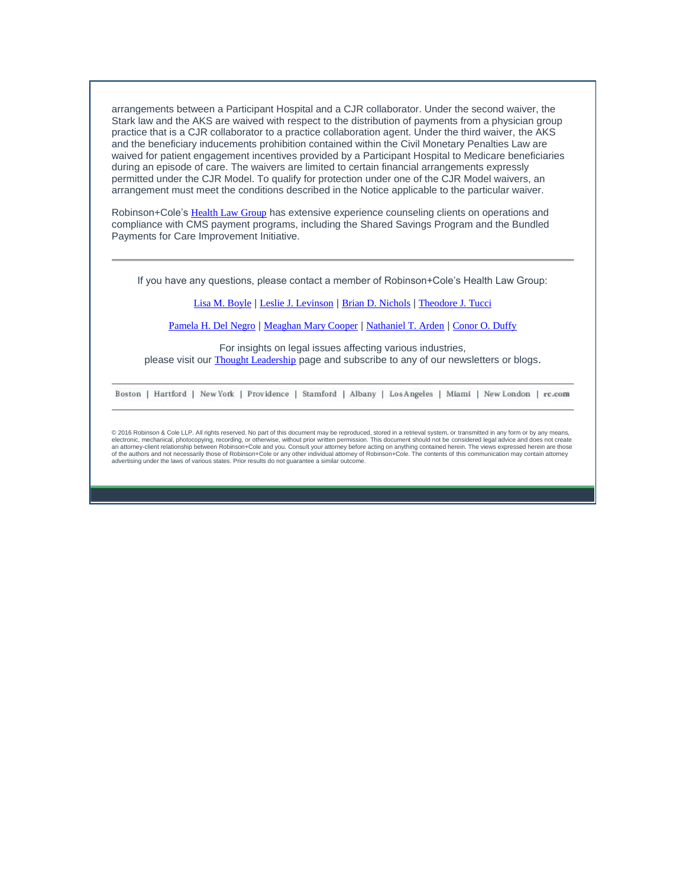arrangements between a Participant Hospital and a CJR collaborator. Under the second waiver, the Stark law and the AKS are waived with respect to the distribution of payments from a physician group practice that is a CJR collaborator to a practice collaboration agent. Under the third waiver, the AKS and the beneficiary inducements prohibition contained within the Civil Monetary Penalties Law are waived for patient engagement incentives provided by a Participant Hospital to Medicare beneficiaries during an episode of care. The waivers are limited to certain financial arrangements expressly permitted under the CJR Model. To qualify for protection under one of the CJR Model waivers, an arrangement must meet the conditions described in the Notice applicable to the particular waiver.

Robinson+Cole's Health Law Group has extensive experience counseling clients on operations and compliance with CMS payment programs, including the Shared Savings Program and the Bundled Payments for Care Improvement Initiative.

---

If you have any questions, please contact a member of Robinson+Cole's Health Law Group:

Lisa M. Boyle | Leslie J. Levinson | Brian D. Nichols | Theodore J. Tucci

Pamela H. Del Negro | Meaghan Mary Cooper | Nathaniel T. Arden | Conor O. Duffy

For insights on legal issues affecting various industries, please visit our Thought Leadership page and subscribe to any of our newsletters or blogs.

Boston | Hartford | New York | Providence | Stamford | Albany | Los Angeles | Miami | New London | rc.com

© 2016 Robinson & Cole LLP. All rights reserved. No part of this document may be reproduced, stored in a retrieval system, or transmitted in any form or by any means, electronic, mechanical, photocopying, recording, or otherwise, without prior written permission. This document should not be considered legal advice and does not create an attorney-client relationship between Robinson+Cole and you. Consult your attorney before acting on anything contained herein. The views expressed herein are those of the authors and not necessarily those of Robinson+Cole or any other individual attorney of Robinson+Cole. The contents of this communication may contain attorney advertising under the laws of various states. Prior results do not guarantee a similar outcome.